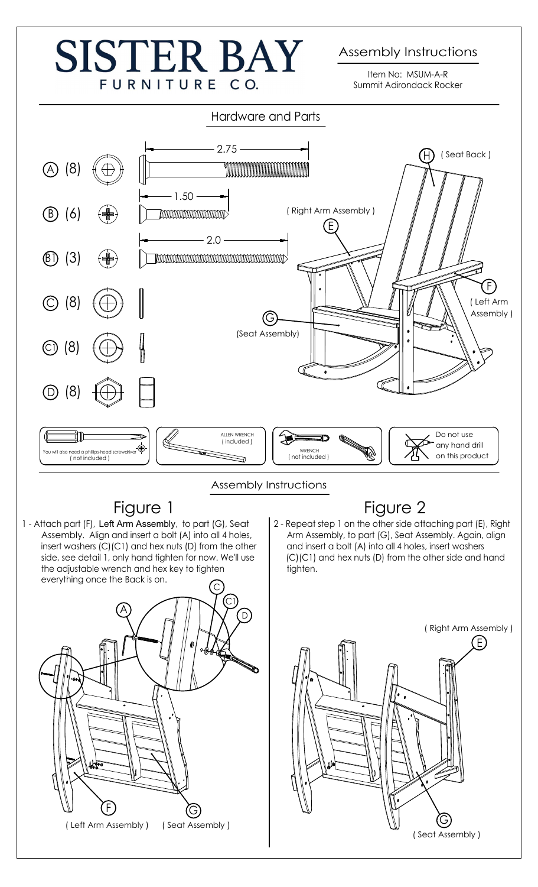# SISTER BAY
FURNITURE CO.

## Assembly Instructions

Item No: MSUM-A-R
Summit Adirondack Rocker

## Hardware and Parts

| Part | Qty | Size |
|---|---|---|
| A | (8) | 2.75 |
| B | (6) | 1.50 |
| B1 | (3) | 2.0 |
| C | (8) | |
| C1 | (8) | |
| D | (8) | |

H ( Seat Back )

E ( Right Arm Assembly )

F ( Left Arm Assembly )

G (Seat Assembly)

You will also need a phillips-head screwdriver ( not included )

ALLEN WRENCH ( included )

WRENCH ( not included )

Do not use any hand drill on this product

## Assembly Instructions

### Figure 1

1 - Attach part (F), Left Arm Assembly, to part (G), Seat Assembly. Align and insert a bolt (A) into all 4 holes, insert washers (C)(C1) and hex nuts (D) from the other side, see detail 1, only hand tighten for now. We'll use the adjustable wrench and hex key to tighten everything once the Back is on.

A C C1 D

F ( Left Arm Assembly ) G ( Seat Assembly )

### Figure 2

2 - Repeat step 1 on the other side attaching part (E), Right Arm Assembly, to part (G), Seat Assembly. Again, align and insert a bolt (A) into all 4 holes, insert washers (C)(C1) and hex nuts (D) from the other side and hand tighten.

E ( Right Arm Assembly )

G ( Seat Assembly )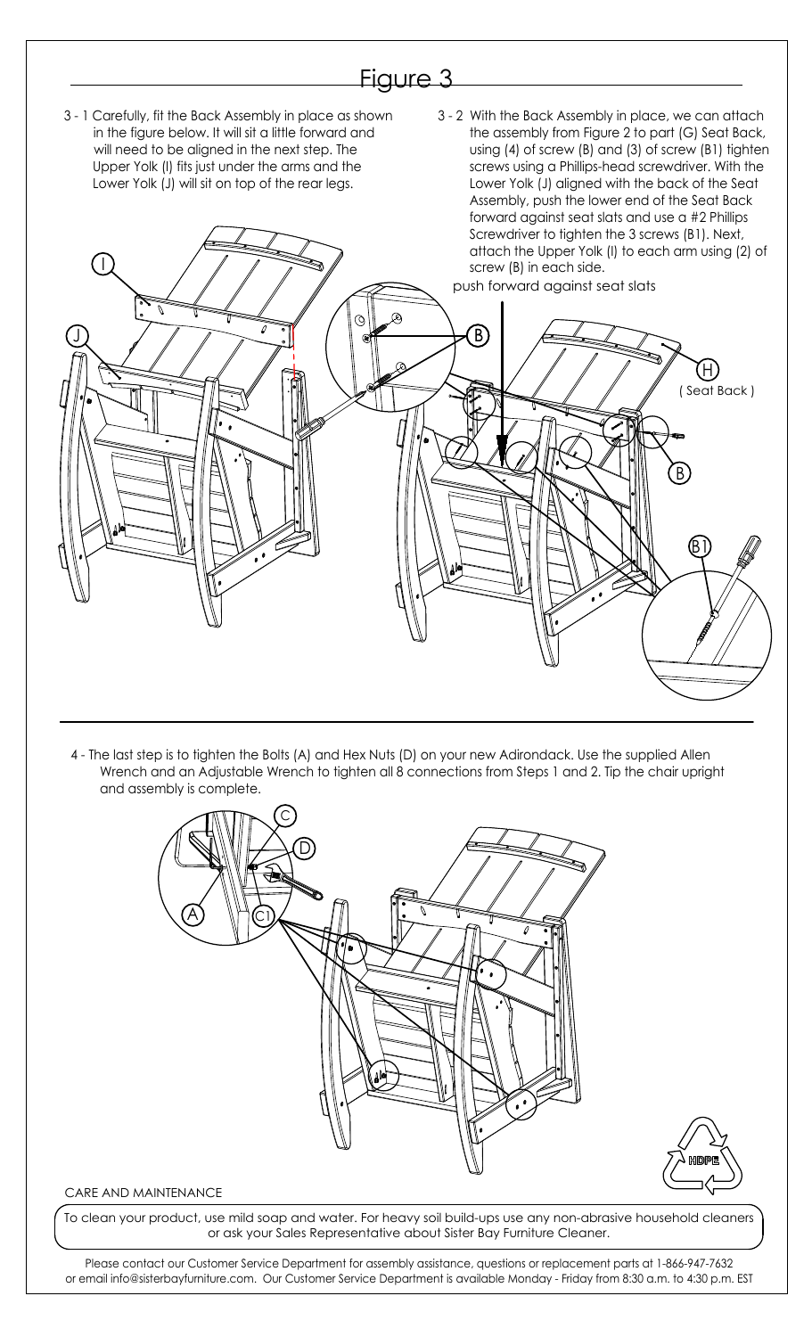## Figure 3

3 - 1 Carefully, fit the Back Assembly in place as shown in the figure below. It will sit a little forward and will need to be aligned in the next step. The Upper Yolk (I) fits just under the arms and the Lower Yolk (J) will sit on top of the rear legs.

3 - 2 With the Back Assembly in place, we can attach the assembly from Figure 2 to part (G) Seat Back, using (4) of screw (B) and (3) of screw (B1) tighten screws using a Phillips-head screwdriver. With the Lower Yolk (J) aligned with the back of the Seat Assembly, push the lower end of the Seat Back forward against seat slats and use a #2 Phillips Screwdriver to tighten the 3 screws (B1). Next, attach the Upper Yolk (I) to each arm using (2) of screw (B) in each side.

I

J

B

push forward against seat slats

H

( Seat Back )

B

B1

4 - The last step is to tighten the Bolts (A) and Hex Nuts (D) on your new Adirondack. Use the supplied Allen Wrench and an Adjustable Wrench to tighten all 8 connections from Steps 1 and 2. Tip the chair upright and assembly is complete.

C

D

A

C1

HDPE

CARE AND MAINTENANCE

To clean your product, use mild soap and water. For heavy soil build-ups use any non-abrasive household cleaners or ask your Sales Representative about Sister Bay Furniture Cleaner.

Please contact our Customer Service Department for assembly assistance, questions or replacement parts at 1-866-947-7632 or email info@sisterbayfurniture.com. Our Customer Service Department is available Monday - Friday from 8:30 a.m. to 4:30 p.m. EST